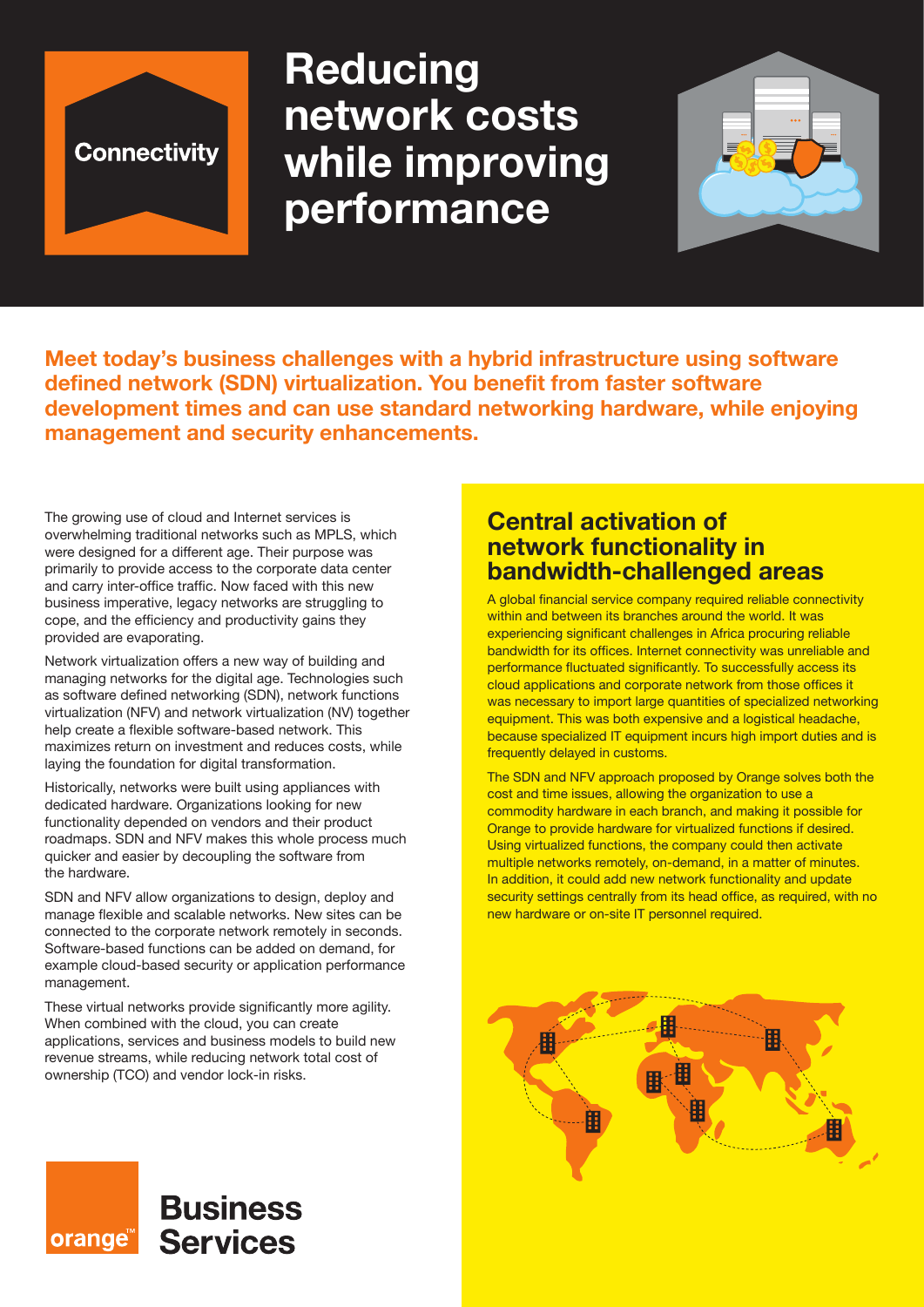Connectivity

# Reducing network costs while improving performance

**Meet today's business challenges with a hybrid infrastructure using software defined network (SDN) virtualization. You benefit from faster software development times and can use standard networking hardware, while enjoying management and security enhancements.**

The growing use of cloud and Internet services is overwhelming traditional networks such as MPLS, which were designed for a different age. Their purpose was primarily to provide access to the corporate data center and carry inter-office traffic. Now faced with this new business imperative, legacy networks are struggling to cope, and the efficiency and productivity gains they provided are evaporating.

Network virtualization offers a new way of building and managing networks for the digital age. Technologies such as software defined networking (SDN), network functions virtualization (NFV) and network virtualization (NV) together help create a flexible software-based network. This maximizes return on investment and reduces costs, while laying the foundation for digital transformation.

Historically, networks were built using appliances with dedicated hardware. Organizations looking for new functionality depended on vendors and their product roadmaps. SDN and NFV makes this whole process much quicker and easier by decoupling the software from the hardware.

SDN and NFV allow organizations to design, deploy and manage flexible and scalable networks. New sites can be connected to the corporate network remotely in seconds. Software-based functions can be added on demand, for example cloud-based security or application performance management.

These virtual networks provide significantly more agility. When combined with the cloud, you can create applications, services and business models to build new revenue streams, while reducing network total cost of ownership (TCO) and vendor lock-in risks.

## Central activation of network functionality in bandwidth-challenged areas

A global financial service company required reliable connectivity within and between its branches around the world. It was experiencing significant challenges in Africa procuring reliable bandwidth for its offices. Internet connectivity was unreliable and performance fluctuated significantly. To successfully access its cloud applications and corporate network from those offices it was necessary to import large quantities of specialized networking equipment. This was both expensive and a logistical headache, because specialized IT equipment incurs high import duties and is frequently delayed in customs.

The SDN and NFV approach proposed by Orange solves both the cost and time issues, allowing the organization to use a commodity hardware in each branch, and making it possible for Orange to provide hardware for virtualized functions if desired. Using virtualized functions, the company could then activate multiple networks remotely, on-demand, in a matter of minutes. In addition, it could add new network functionality and update security settings centrally from its head office, as required, with no new hardware or on-site IT personnel required.

orange™ Business Services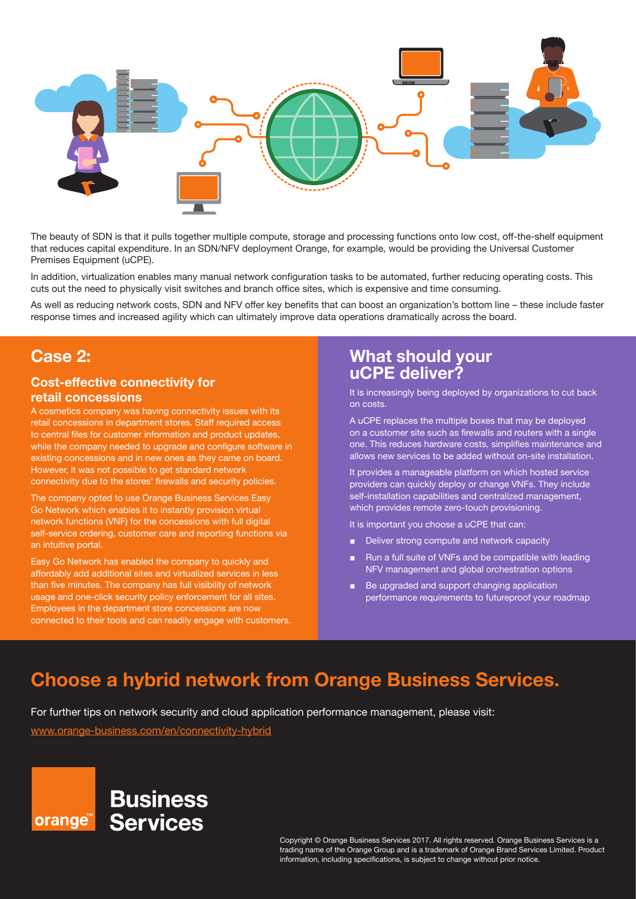The beauty of SDN is that it pulls together multiple compute, storage and processing functions onto low cost, off-the-shelf equipment that reduces capital expenditure. In an SDN/NFV deployment Orange, for example, would be providing the Universal Customer Premises Equipment (uCPE).

In addition, virtualization enables many manual network configuration tasks to be automated, further reducing operating costs. This cuts out the need to physically visit switches and branch office sites, which is expensive and time consuming.

As well as reducing network costs, SDN and NFV offer key benefits that can boost an organization's bottom line – these include faster response times and increased agility which can ultimately improve data operations dramatically across the board.

## Case 2:

### Cost-effective connectivity for retail concessions

A cosmetics company was having connectivity issues with its retail concessions in department stores. Staff required access to central files for customer information and product updates, while the company needed to upgrade and configure software in existing concessions and in new ones as they came on board. However, it was not possible to get standard network connectivity due to the stores' firewalls and security policies.

The company opted to use Orange Business Services Easy Go Network which enables it to instantly provision virtual network functions (VNF) for the concessions with full digital self-service ordering, customer care and reporting functions via an intuitive portal.

Easy Go Network has enabled the company to quickly and affordably add additional sites and virtualized services in less than five minutes. The company has full visibility of network usage and one-click security policy enforcement for all sites. Employees in the department store concessions are now connected to their tools and can readily engage with customers.

## What should your uCPE deliver?

It is increasingly being deployed by organizations to cut back on costs.

A uCPE replaces the multiple boxes that may be deployed on a customer site such as firewalls and routers with a single one. This reduces hardware costs, simplifies maintenance and allows new services to be added without on-site installation.

It provides a manageable platform on which hosted service providers can quickly deploy or change VNFs. They include self-installation capabilities and centralized management, which provides remote zero-touch provisioning.

It is important you choose a uCPE that can:

- Deliver strong compute and network capacity
- Run a full suite of VNFs and be compatible with leading NFV management and global orchestration options
- Be upgraded and support changing application performance requirements to futureproof your roadmap

## Choose a hybrid network from Orange Business Services.

For further tips on network security and cloud application performance management, please visit:

www.orange-business.com/en/connectivity-hybrid

orange™ Business Services

Copyright © Orange Business Services 2017. All rights reserved. Orange Business Services is a trading name of the Orange Group and is a trademark of Orange Brand Services Limited. Product information, including specifications, is subject to change without prior notice.